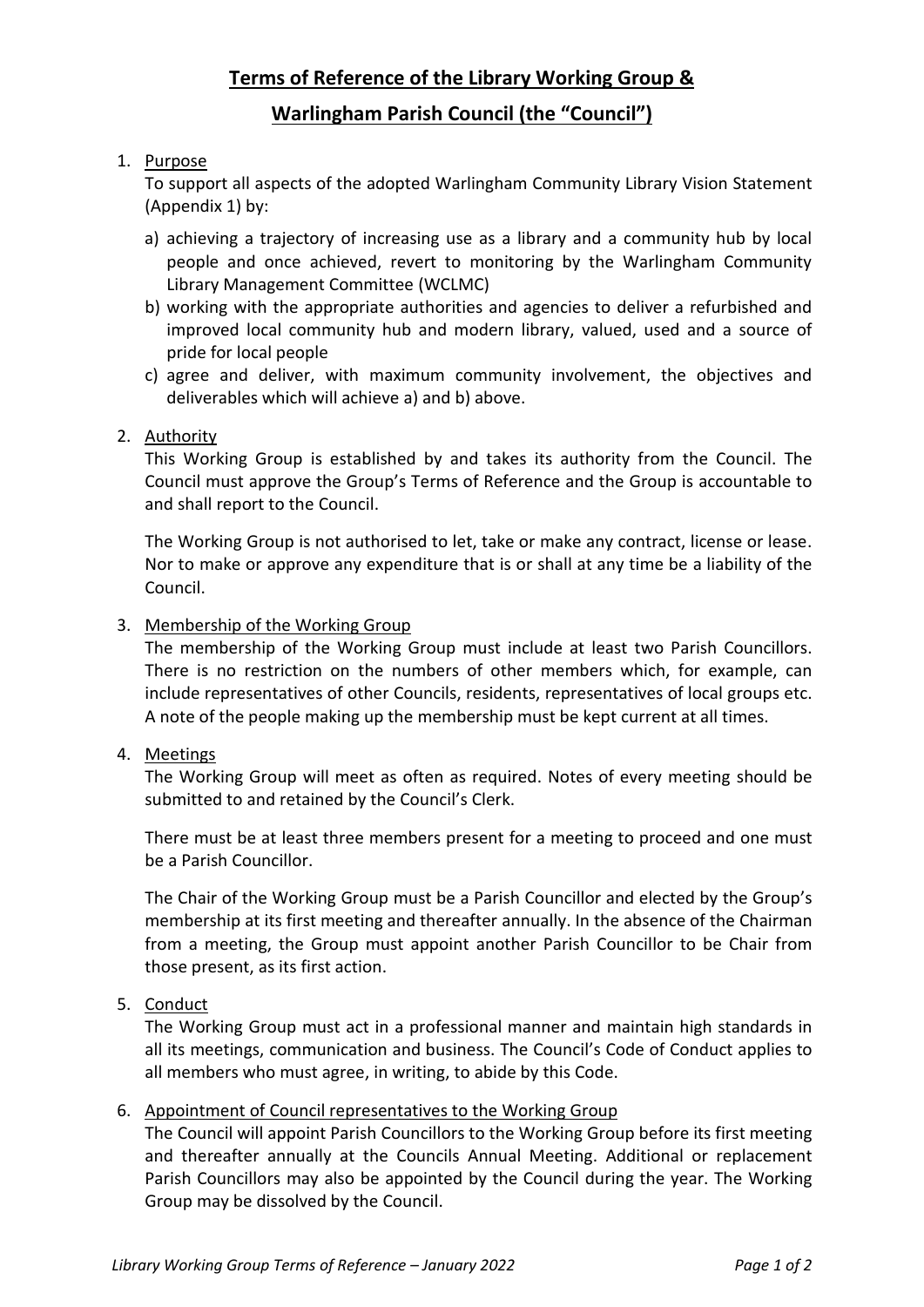# **Terms of Reference of the Library Working Group &**

# **Warlingham Parish Council (the "Council")**

1. Purpose

   To support all aspects of the adopted Warlingham Community Library Vision Statement (Appendix 1) by:

   a) achieving a trajectory of increasing use as a library and a community hub by local people and once achieved, revert to monitoring by the Warlingham Community Library Management Committee (WCLMC)

   b) working with the appropriate authorities and agencies to deliver a refurbished and improved local community hub and modern library, valued, used and a source of pride for local people

   c) agree and deliver, with maximum community involvement, the objectives and deliverables which will achieve a) and b) above.

2. Authority

   This Working Group is established by and takes its authority from the Council. The Council must approve the Group's Terms of Reference and the Group is accountable to and shall report to the Council.

   The Working Group is not authorised to let, take or make any contract, license or lease. Nor to make or approve any expenditure that is or shall at any time be a liability of the Council.

3. Membership of the Working Group

   The membership of the Working Group must include at least two Parish Councillors. There is no restriction on the numbers of other members which, for example, can include representatives of other Councils, residents, representatives of local groups etc. A note of the people making up the membership must be kept current at all times.

4. Meetings

   The Working Group will meet as often as required. Notes of every meeting should be submitted to and retained by the Council's Clerk.

   There must be at least three members present for a meeting to proceed and one must be a Parish Councillor.

   The Chair of the Working Group must be a Parish Councillor and elected by the Group's membership at its first meeting and thereafter annually. In the absence of the Chairman from a meeting, the Group must appoint another Parish Councillor to be Chair from those present, as its first action.

5. Conduct

   The Working Group must act in a professional manner and maintain high standards in all its meetings, communication and business. The Council's Code of Conduct applies to all members who must agree, in writing, to abide by this Code.

6. Appointment of Council representatives to the Working Group

   The Council will appoint Parish Councillors to the Working Group before its first meeting and thereafter annually at the Councils Annual Meeting. Additional or replacement Parish Councillors may also be appointed by the Council during the year. The Working Group may be dissolved by the Council.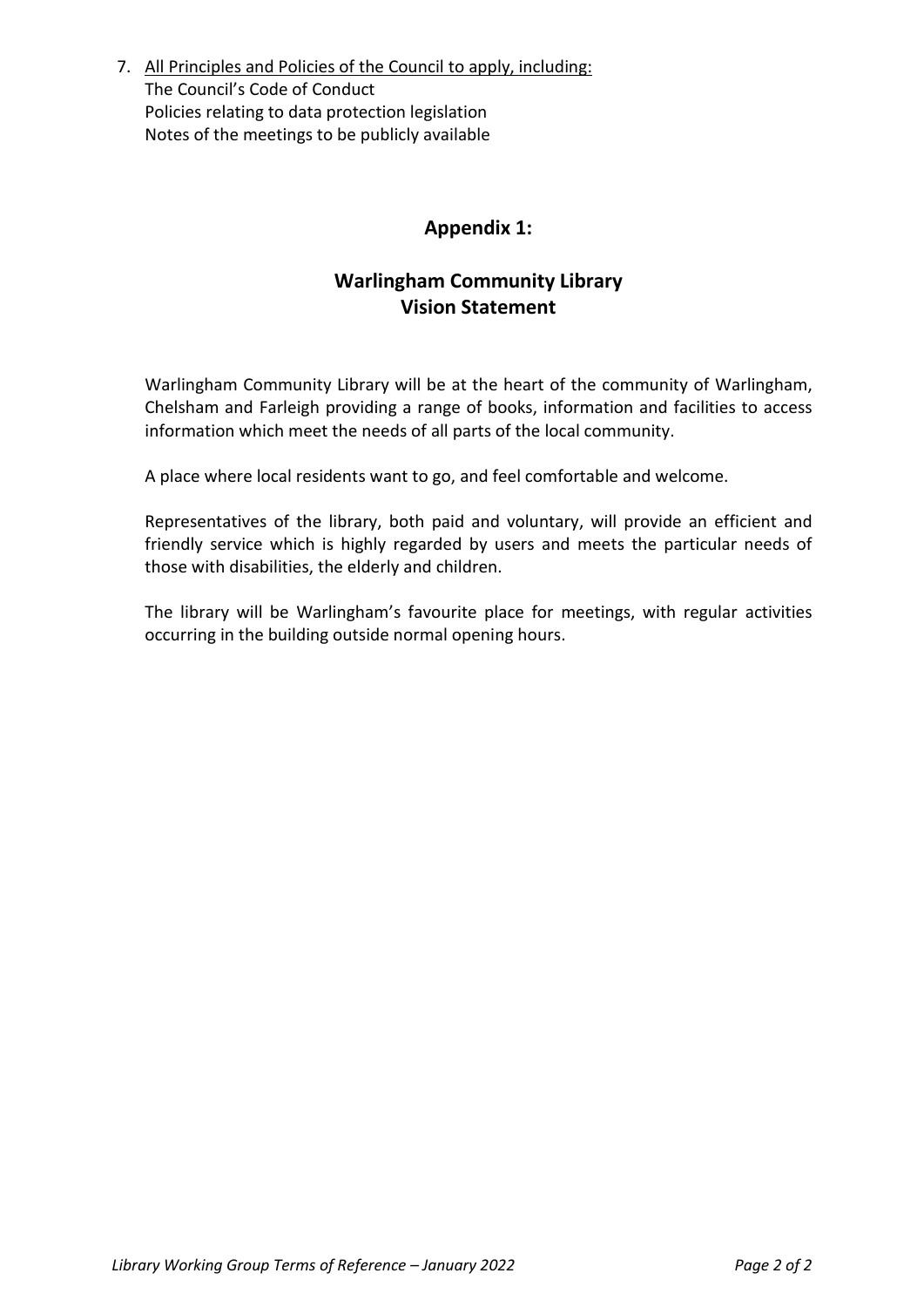7. <u>All Principles and Policies of the Council to apply, including:</u>
   The Council's Code of Conduct
   Policies relating to data protection legislation
   Notes of the meetings to be publicly available

## Appendix 1:

## Warlingham Community Library
## Vision Statement

Warlingham Community Library will be at the heart of the community of Warlingham, Chelsham and Farleigh providing a range of books, information and facilities to access information which meet the needs of all parts of the local community.

A place where local residents want to go, and feel comfortable and welcome.

Representatives of the library, both paid and voluntary, will provide an efficient and friendly service which is highly regarded by users and meets the particular needs of those with disabilities, the elderly and children.

The library will be Warlingham's favourite place for meetings, with regular activities occurring in the building outside normal opening hours.